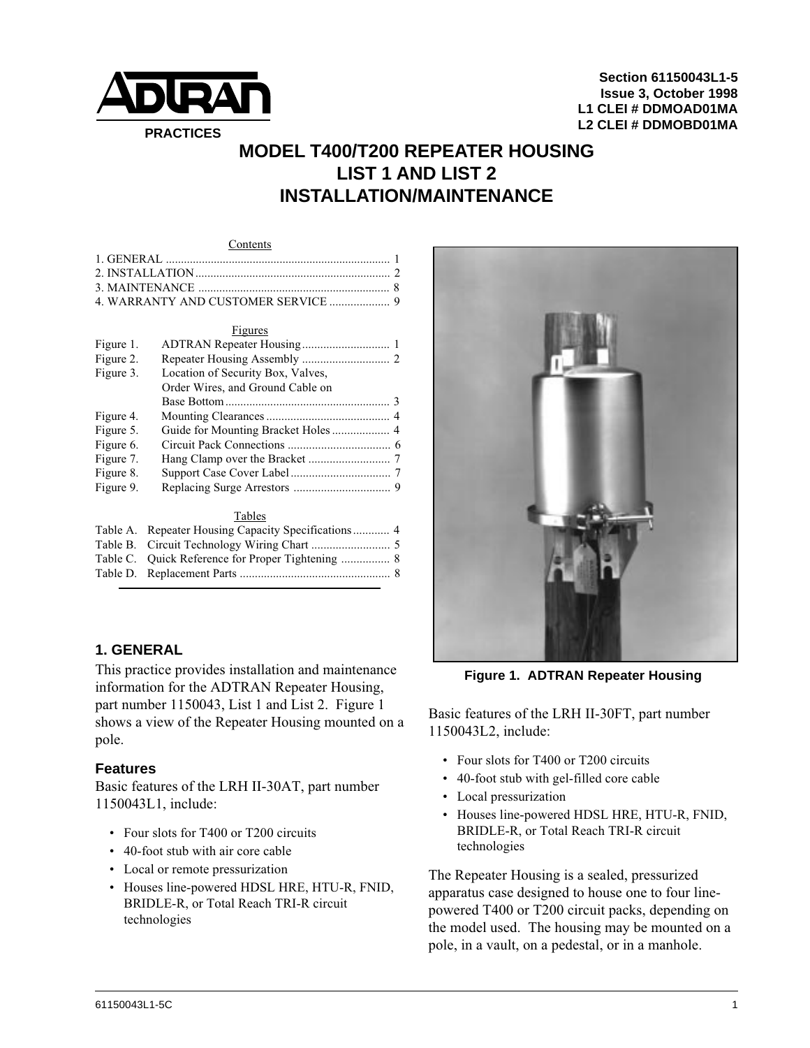**PRACTICES**

**Section 61150043L1-5**
**Issue 3, October 1998**
**L1 CLEI # DDMOAD01MA**
**L2 CLEI # DDMOBD01MA**

# MODEL T400/T200 REPEATER HOUSING LIST 1 AND LIST 2 INSTALLATION/MAINTENANCE

Contents

| | |
|---|---|
| 1. GENERAL | 1 |
| 2. INSTALLATION | 2 |
| 3. MAINTENANCE | 8 |
| 4. WARRANTY AND CUSTOMER SERVICE | 9 |

Figures

| | | |
|---|---|---|
| Figure 1. | ADTRAN Repeater Housing | 1 |
| Figure 2. | Repeater Housing Assembly | 2 |
| Figure 3. | Location of Security Box, Valves, Order Wires, and Ground Cable on Base Bottom | 3 |
| Figure 4. | Mounting Clearances | 4 |
| Figure 5. | Guide for Mounting Bracket Holes | 4 |
| Figure 6. | Circuit Pack Connections | 6 |
| Figure 7. | Hang Clamp over the Bracket | 7 |
| Figure 8. | Support Case Cover Label | 7 |
| Figure 9. | Replacing Surge Arrestors | 9 |

Tables

| | | |
|---|---|---|
| Table A. | Repeater Housing Capacity Specifications | 4 |
| Table B. | Circuit Technology Wiring Chart | 5 |
| Table C. | Quick Reference for Proper Tightening | 8 |
| Table D. | Replacement Parts | 8 |

## 1. GENERAL

This practice provides installation and maintenance information for the ADTRAN Repeater Housing, part number 1150043, List 1 and List 2. Figure 1 shows a view of the Repeater Housing mounted on a pole.

### Features

Basic features of the LRH II-30AT, part number 1150043L1, include:

- Four slots for T400 or T200 circuits
- 40-foot stub with air core cable
- Local or remote pressurization
- Houses line-powered HDSL HRE, HTU-R, FNID, BRIDLE-R, or Total Reach TRI-R circuit technologies

**Figure 1. ADTRAN Repeater Housing**

Basic features of the LRH II-30FT, part number 1150043L2, include:

- Four slots for T400 or T200 circuits
- 40-foot stub with gel-filled core cable
- Local pressurization
- Houses line-powered HDSL HRE, HTU-R, FNID, BRIDLE-R, or Total Reach TRI-R circuit technologies

The Repeater Housing is a sealed, pressurized apparatus case designed to house one to four line-powered T400 or T200 circuit packs, depending on the model used. The housing may be mounted on a pole, in a vault, on a pedestal, or in a manhole.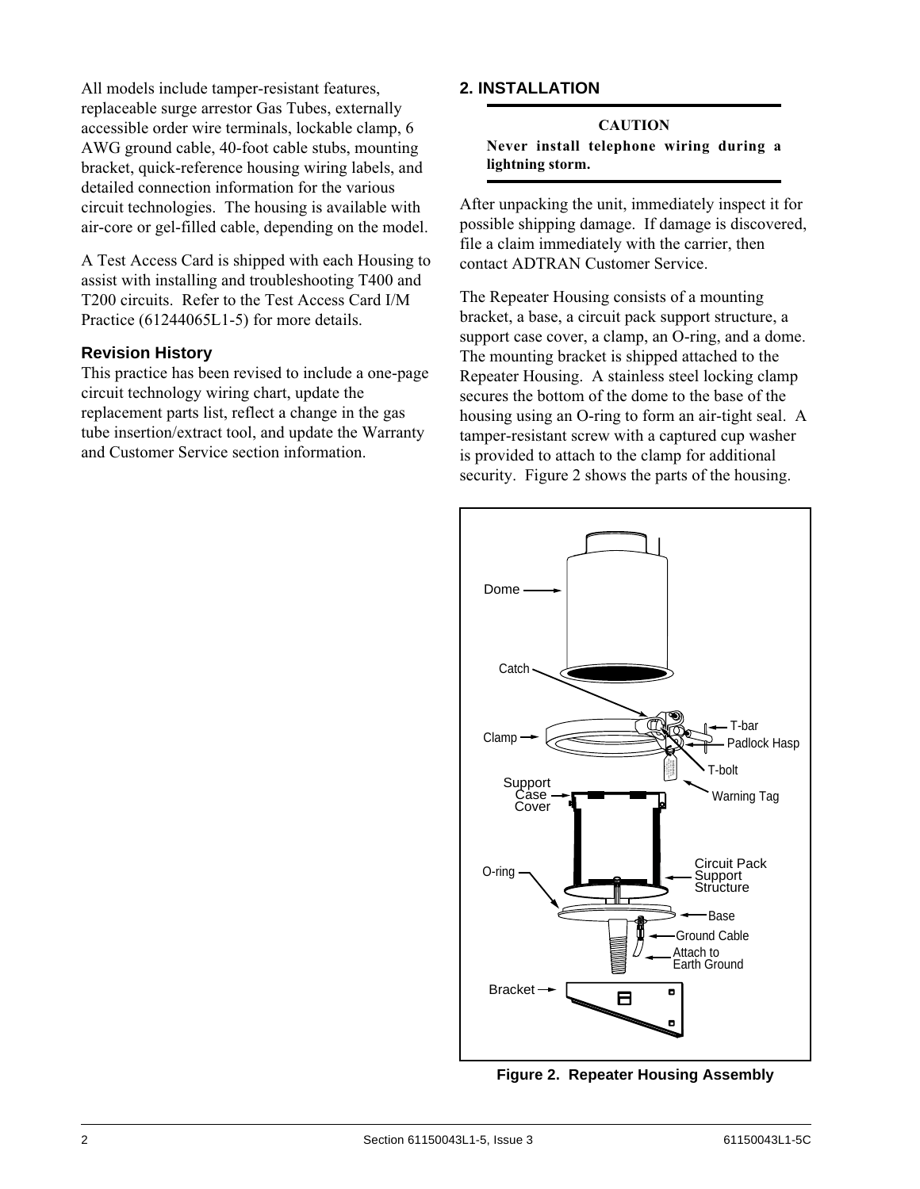All models include tamper-resistant features, replaceable surge arrestor Gas Tubes, externally accessible order wire terminals, lockable clamp, 6 AWG ground cable, 40-foot cable stubs, mounting bracket, quick-reference housing wiring labels, and detailed connection information for the various circuit technologies. The housing is available with air-core or gel-filled cable, depending on the model.

A Test Access Card is shipped with each Housing to assist with installing and troubleshooting T400 and T200 circuits. Refer to the Test Access Card I/M Practice (61244065L1-5) for more details.

### Revision History

This practice has been revised to include a one-page circuit technology wiring chart, update the replacement parts list, reflect a change in the gas tube insertion/extract tool, and update the Warranty and Customer Service section information.

## 2. INSTALLATION

**CAUTION**

**Never install telephone wiring during a lightning storm.**

After unpacking the unit, immediately inspect it for possible shipping damage. If damage is discovered, file a claim immediately with the carrier, then contact ADTRAN Customer Service.

The Repeater Housing consists of a mounting bracket, a base, a circuit pack support structure, a support case cover, a clamp, an O-ring, and a dome. The mounting bracket is shipped attached to the Repeater Housing. A stainless steel locking clamp secures the bottom of the dome to the base of the housing using an O-ring to form an air-tight seal. A tamper-resistant screw with a captured cup washer is provided to attach to the clamp for additional security. Figure 2 shows the parts of the housing.

**Figure 2. Repeater Housing Assembly**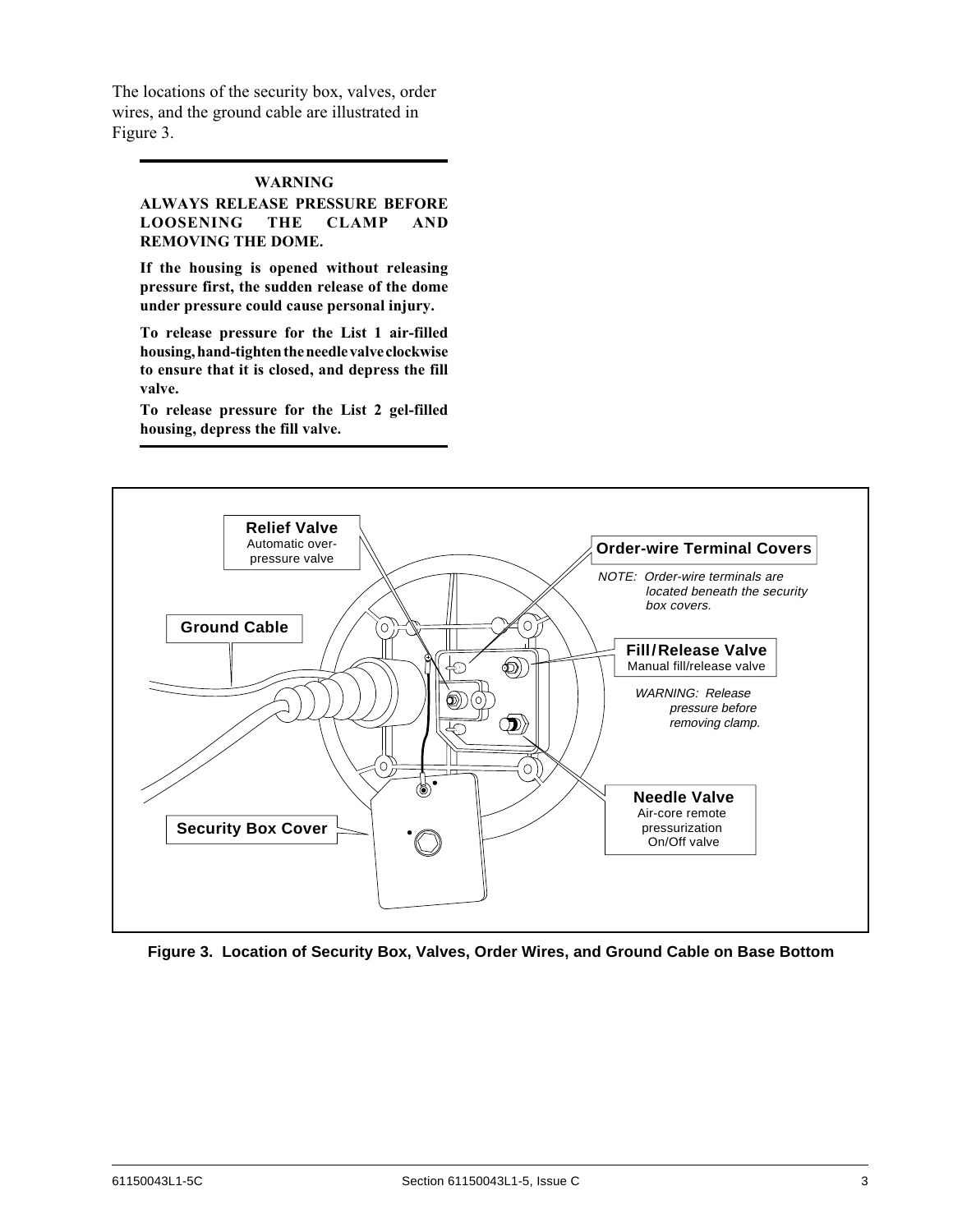The locations of the security box, valves, order wires, and the ground cable are illustrated in Figure 3.

---

**WARNING**

**ALWAYS RELEASE PRESSURE BEFORE LOOSENING THE CLAMP AND REMOVING THE DOME.**

**If the housing is opened without releasing pressure first, the sudden release of the dome under pressure could cause personal injury.**

**To release pressure for the List 1 air-filled housing, hand-tighten the needle valve clockwise to ensure that it is closed, and depress the fill valve.**

**To release pressure for the List 2 gel-filled housing, depress the fill valve.**

---

**Figure 3. Location of Security Box, Valves, Order Wires, and Ground Cable on Base Bottom**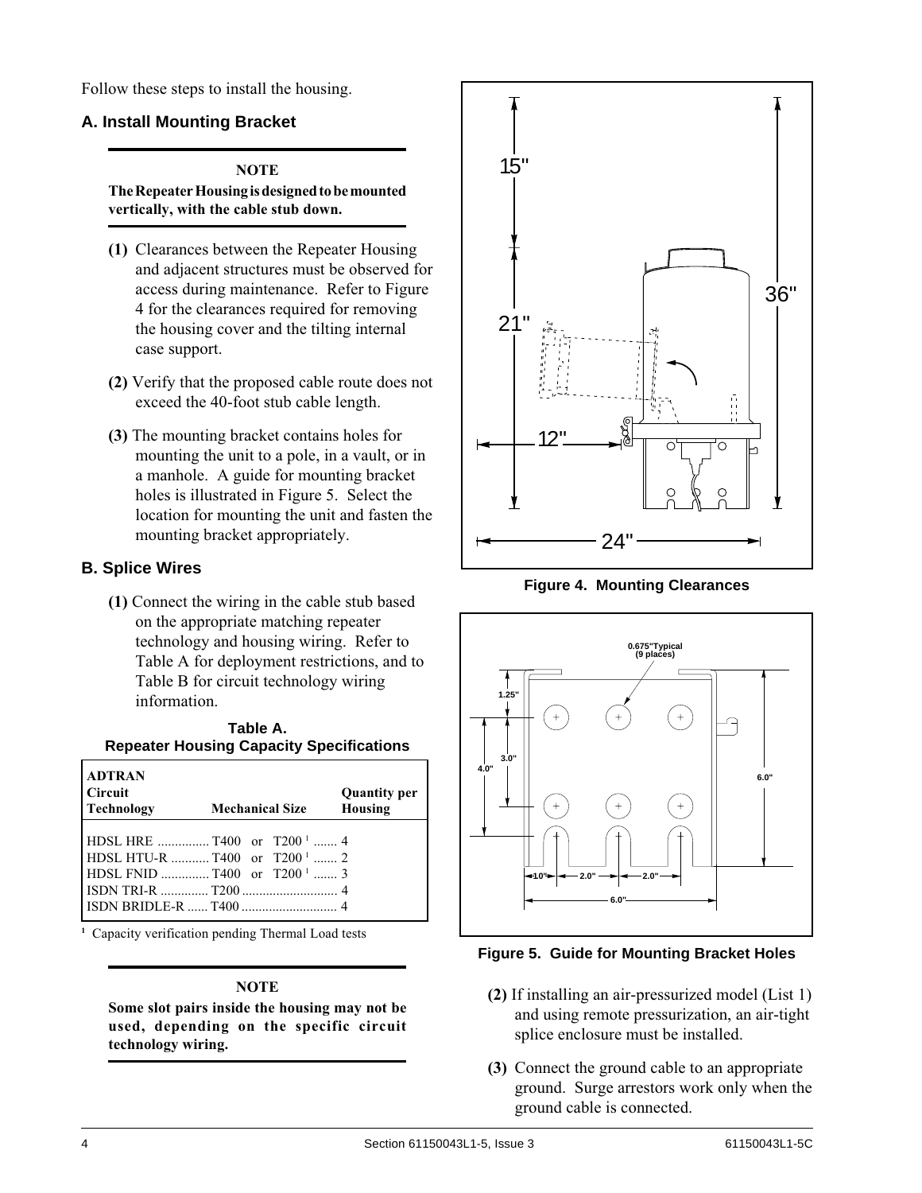Follow these steps to install the housing.

### A. Install Mounting Bracket

---

**NOTE**

**The Repeater Housing is designed to be mounted vertically, with the cable stub down.**

---

**(1)** Clearances between the Repeater Housing and adjacent structures must be observed for access during maintenance. Refer to Figure 4 for the clearances required for removing the housing cover and the tilting internal case support.

**(2)** Verify that the proposed cable route does not exceed the 40-foot stub cable length.

**(3)** The mounting bracket contains holes for mounting the unit to a pole, in a vault, or in a manhole. A guide for mounting bracket holes is illustrated in Figure 5. Select the location for mounting the unit and fasten the mounting bracket appropriately.

### B. Splice Wires

**(1)** Connect the wiring in the cable stub based on the appropriate matching repeater technology and housing wiring. Refer to Table A for deployment restrictions, and to Table B for circuit technology wiring information.

**Table A.**
**Repeater Housing Capacity Specifications**

| ADTRAN Circuit Technology | Mechanical Size | Quantity per Housing |
|---|---|---|
| HDSL HRE | T400 or T200 [1] | 4 |
| HDSL HTU-R | T400 or T200 [1] | 2 |
| HDSL FNID | T400 or T200 [1] | 3 |
| ISDN TRI-R | T200 | 4 |
| ISDN BRIDLE-R | T400 | 4 |

[1] Capacity verification pending Thermal Load tests

---

**NOTE**

**Some slot pairs inside the housing may not be used, depending on the specific circuit technology wiring.**

---

**Figure 4. Mounting Clearances**

**Figure 5. Guide for Mounting Bracket Holes**

**(2)** If installing an air-pressurized model (List 1) and using remote pressurization, an air-tight splice enclosure must be installed.

**(3)** Connect the ground cable to an appropriate ground. Surge arrestors work only when the ground cable is connected.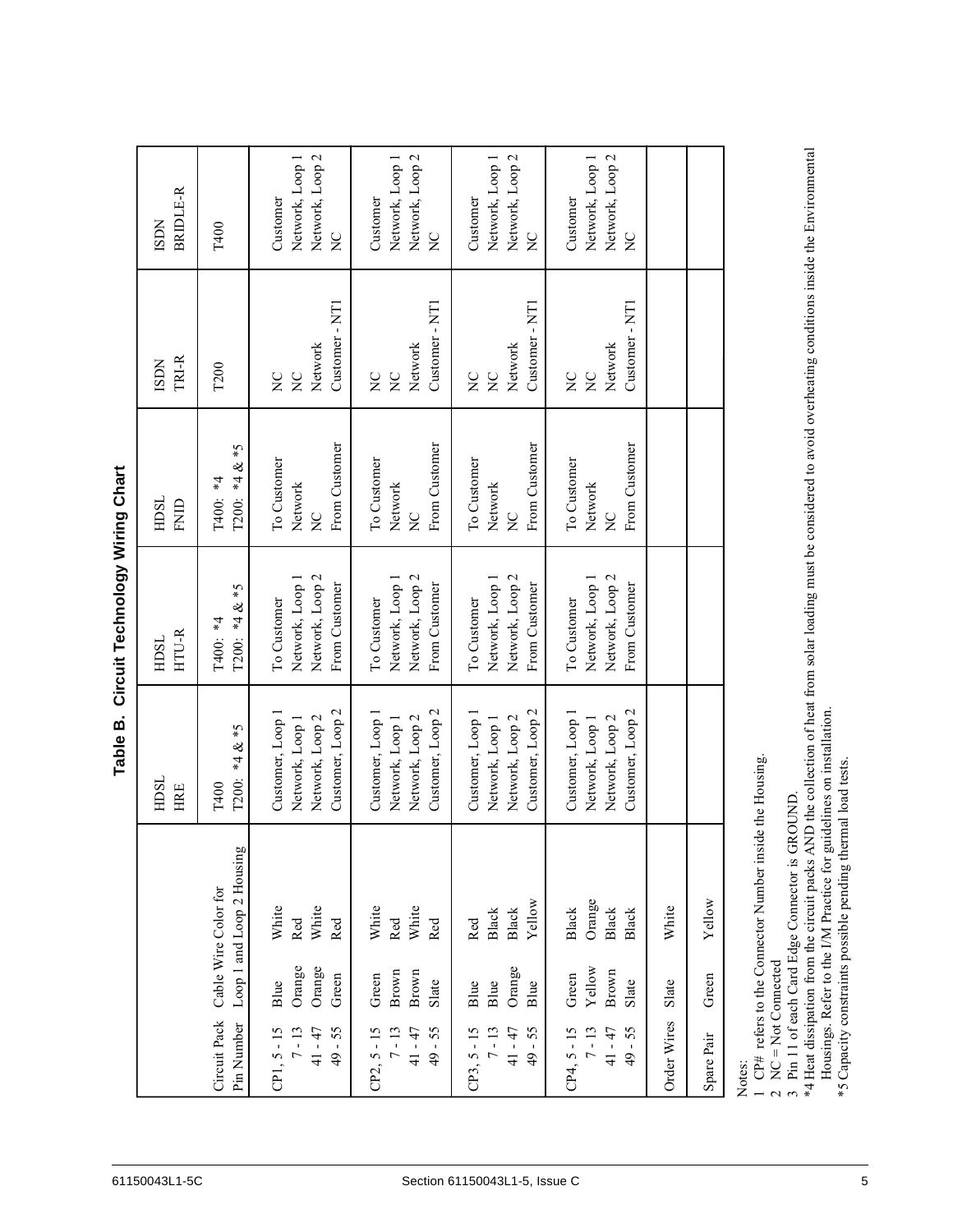## Table B. Circuit Technology Wiring Chart

| Circuit Pack Pin Number | Cable Wire Color for Loop 1 and Loop 2 Housing | | HDSL HRE | HDSL HTU-R | HDSL FNID | ISDN TRI-R | ISDN BRIDLE-R |
|---|---|---|---|---|---|---|---|
| | | | T400<br>T200: *4 & *5 | T400: *4<br>T200: *4 & *5 | T400: *4<br>T200: *4 & *5 | T200 | T400 |
| CP1, 5 - 15 | Blue | White | Customer, Loop 1 | To Customer | To Customer | NC | Customer |
| 7 - 13 | Orange | Red | Network, Loop 1 | Network, Loop 1 | Network | NC | Network, Loop 1 |
| 41 - 47 | Orange | White | Network, Loop 2 | Network, Loop 2 | NC | Network | Network, Loop 2 |
| 49 - 55 | Green | Red | Customer, Loop 2 | From Customer | From Customer | Customer - NT1 | NC |
| CP2, 5 - 15 | Green | White | Customer, Loop 1 | To Customer | To Customer | NC | Customer |
| 7 - 13 | Brown | Red | Network, Loop 1 | Network, Loop 1 | Network | NC | Network, Loop 1 |
| 41 - 47 | Brown | White | Network, Loop 2 | Network, Loop 2 | NC | Network | Network, Loop 2 |
| 49 - 55 | Slate | Red | Customer, Loop 2 | From Customer | From Customer | Customer - NT1 | NC |
| CP3, 5 - 15 | Blue | Red | Customer, Loop 1 | To Customer | To Customer | NC | Customer |
| 7 - 13 | Blue | Black | Network, Loop 1 | Network, Loop 1 | Network | NC | Network, Loop 1 |
| 41 - 47 | Orange | Black | Network, Loop 2 | Network, Loop 2 | NC | Network | Network, Loop 2 |
| 49 - 55 | Blue | Yellow | Customer, Loop 2 | From Customer | From Customer | Customer - NT1 | NC |
| CP4, 5 - 15 | Green | Black | Customer, Loop 1 | To Customer | To Customer | NC | Customer |
| 7 - 13 | Yellow | Orange | Network, Loop 1 | Network, Loop 1 | Network | NC | Network, Loop 1 |
| 41 - 47 | Brown | Black | Network, Loop 2 | Network, Loop 2 | NC | Network | Network, Loop 2 |
| 49 - 55 | Slate | Black | Customer, Loop 2 | From Customer | From Customer | Customer - NT1 | NC |
| Order Wires | Slate | White | | | | | |
| Spare Pair | Green | Yellow | | | | | |

Notes:
1 CP# refers to the Connector Number inside the Housing.
2 NC = Not Connected
3 Pin 11 of each Card Edge Connector is GROUND.
*4 Heat dissipation from the circuit packs AND the collection of heat from solar loading must be considered to avoid overheating conditions inside the Environmental Housings. Refer to the I/M Practice for guidelines on installation.
*5 Capacity constraints possible pending thermal load tests.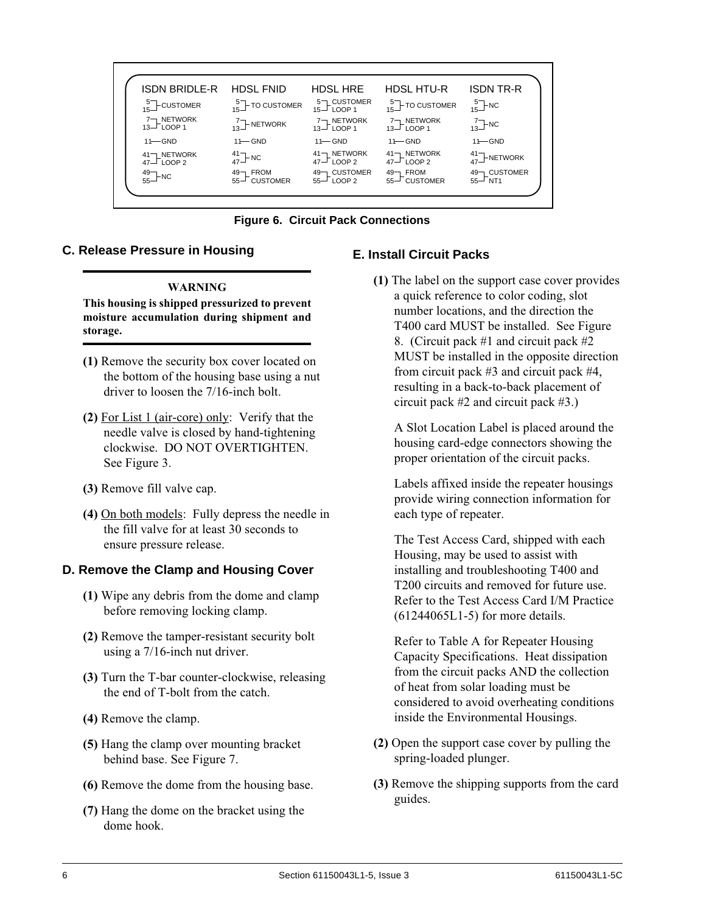| ISDN BRIDLE-R | HDSL FNID | HDSL HRE | HDSL HTU-R | ISDN TR-R |
|---|---|---|---|---|
| 5, 15 — CUSTOMER | 5, 15 — TO CUSTOMER | 5, 15 — CUSTOMER LOOP 1 | 5, 15 — TO CUSTOMER | 5, 15 — NC |
| 7, 13 — NETWORK LOOP 1 | 7, 13 — NETWORK | 7, 13 — NETWORK LOOP 1 | 7, 13 — NETWORK LOOP 1 | 7, 13 — NC |
| 11 — GND | 11 — GND | 11 — GND | 11 — GND | 11 — GND |
| 41, 47 — NETWORK LOOP 2 | 41, 47 — NC | 41, 47 — NETWORK LOOP 2 | 41, 47 — NETWORK LOOP 2 | 41, 47 — NETWORK |
| 49, 55 — NC | 49, 55 — FROM CUSTOMER | 49, 55 — CUSTOMER LOOP 2 | 49, 55 — FROM CUSTOMER | 49, 55 — CUSTOMER NT1 |

**Figure 6. Circuit Pack Connections**

## C. Release Pressure in Housing

---

**WARNING**

**This housing is shipped pressurized to prevent moisture accumulation during shipment and storage.**

---

**(1)** Remove the security box cover located on the bottom of the housing base using a nut driver to loosen the 7/16-inch bolt.

**(2)** For List 1 (air-core) only: Verify that the needle valve is closed by hand-tightening clockwise. DO NOT OVERTIGHTEN. See Figure 3.

**(3)** Remove fill valve cap.

**(4)** On both models: Fully depress the needle in the fill valve for at least 30 seconds to ensure pressure release.

## D. Remove the Clamp and Housing Cover

**(1)** Wipe any debris from the dome and clamp before removing locking clamp.

**(2)** Remove the tamper-resistant security bolt using a 7/16-inch nut driver.

**(3)** Turn the T-bar counter-clockwise, releasing the end of T-bolt from the catch.

**(4)** Remove the clamp.

**(5)** Hang the clamp over mounting bracket behind base. See Figure 7.

**(6)** Remove the dome from the housing base.

**(7)** Hang the dome on the bracket using the dome hook.

## E. Install Circuit Packs

**(1)** The label on the support case cover provides a quick reference to color coding, slot number locations, and the direction the T400 card MUST be installed. See Figure 8. (Circuit pack #1 and circuit pack #2 MUST be installed in the opposite direction from circuit pack #3 and circuit pack #4, resulting in a back-to-back placement of circuit pack #2 and circuit pack #3.)

A Slot Location Label is placed around the housing card-edge connectors showing the proper orientation of the circuit packs.

Labels affixed inside the repeater housings provide wiring connection information for each type of repeater.

The Test Access Card, shipped with each Housing, may be used to assist with installing and troubleshooting T400 and T200 circuits and removed for future use. Refer to the Test Access Card I/M Practice (61244065L1-5) for more details.

Refer to Table A for Repeater Housing Capacity Specifications. Heat dissipation from the circuit packs AND the collection of heat from solar loading must be considered to avoid overheating conditions inside the Environmental Housings.

**(2)** Open the support case cover by pulling the spring-loaded plunger.

**(3)** Remove the shipping supports from the card guides.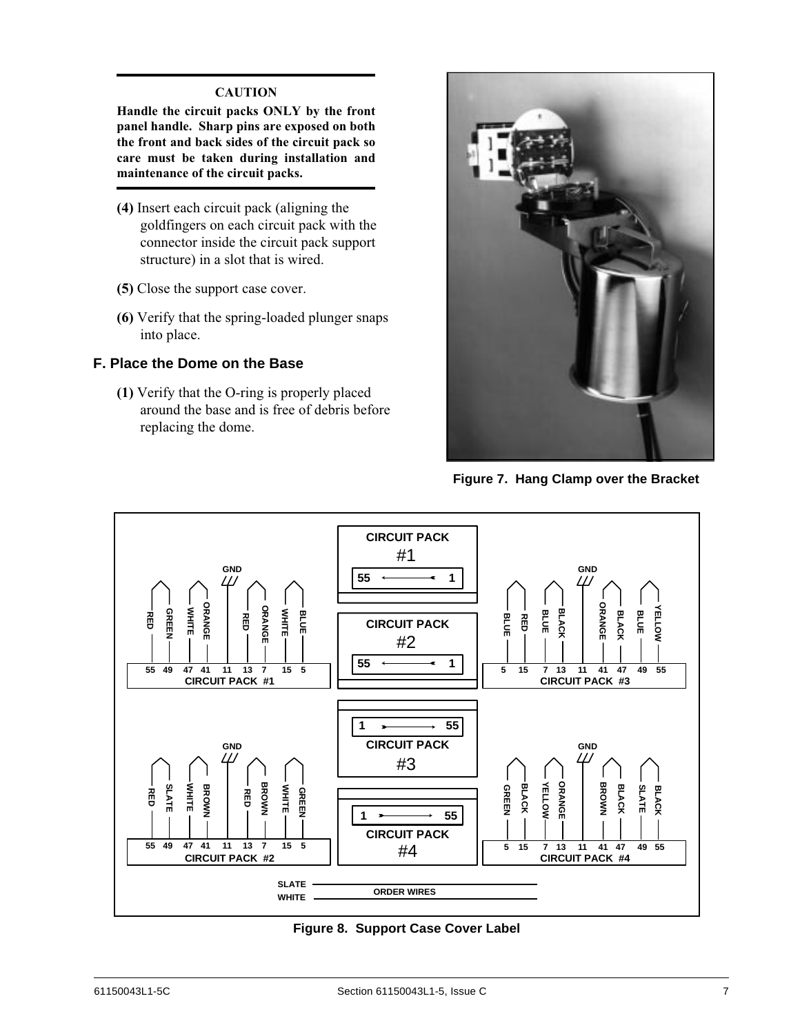**CAUTION**

**Handle the circuit packs ONLY by the front panel handle. Sharp pins are exposed on both the front and back sides of the circuit pack so care must be taken during installation and maintenance of the circuit packs.**

**(4)** Insert each circuit pack (aligning the goldfingers on each circuit pack with the connector inside the circuit pack support structure) in a slot that is wired.

**(5)** Close the support case cover.

**(6)** Verify that the spring-loaded plunger snaps into place.

## F. Place the Dome on the Base

**(1)** Verify that the O-ring is properly placed around the base and is free of debris before replacing the dome.

**Figure 7. Hang Clamp over the Bracket**

**Figure 8. Support Case Cover Label**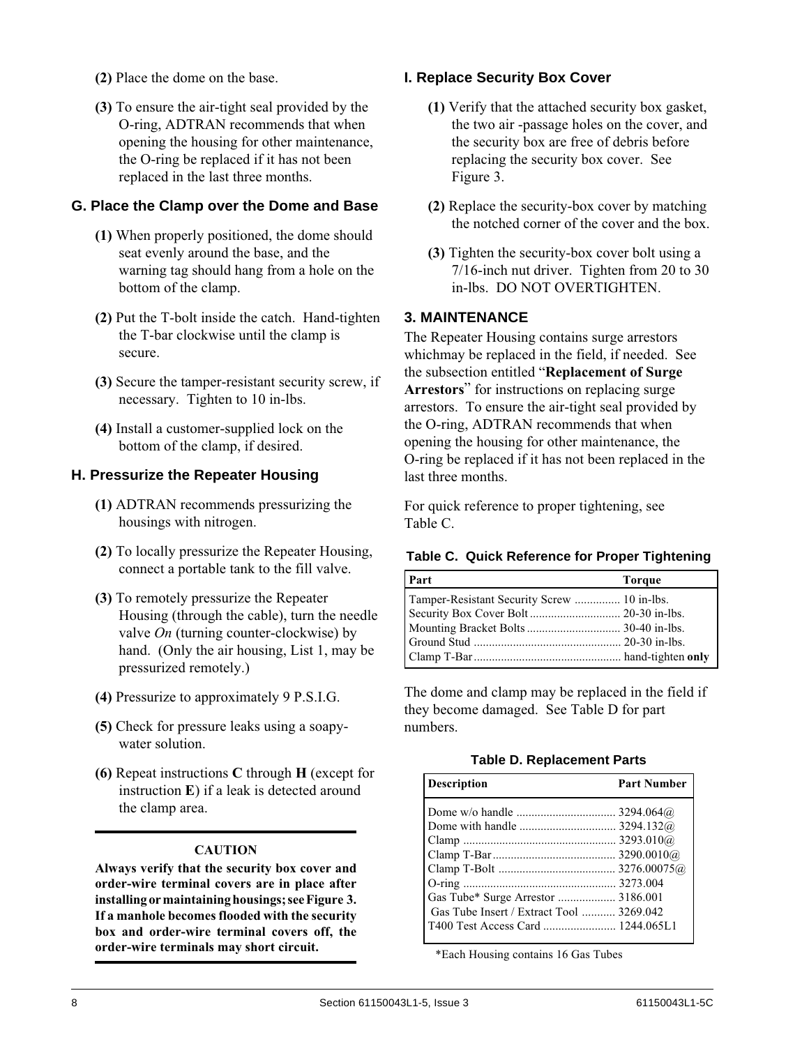**(2)** Place the dome on the base.

**(3)** To ensure the air-tight seal provided by the O-ring, ADTRAN recommends that when opening the housing for other maintenance, the O-ring be replaced if it has not been replaced in the last three months.

### G. Place the Clamp over the Dome and Base

**(1)** When properly positioned, the dome should seat evenly around the base, and the warning tag should hang from a hole on the bottom of the clamp.

**(2)** Put the T-bolt inside the catch. Hand-tighten the T-bar clockwise until the clamp is secure.

**(3)** Secure the tamper-resistant security screw, if necessary. Tighten to 10 in-lbs.

**(4)** Install a customer-supplied lock on the bottom of the clamp, if desired.

### H. Pressurize the Repeater Housing

**(1)** ADTRAN recommends pressurizing the housings with nitrogen.

**(2)** To locally pressurize the Repeater Housing, connect a portable tank to the fill valve.

**(3)** To remotely pressurize the Repeater Housing (through the cable), turn the needle valve *On* (turning counter-clockwise) by hand. (Only the air housing, List 1, may be pressurized remotely.)

**(4)** Pressurize to approximately 9 P.S.I.G.

**(5)** Check for pressure leaks using a soapy-water solution.

**(6)** Repeat instructions **C** through **H** (except for instruction **E**) if a leak is detected around the clamp area.

**CAUTION**

**Always verify that the security box cover and order-wire terminal covers are in place after installing or maintaining housings; see Figure 3. If a manhole becomes flooded with the security box and order-wire terminal covers off, the order-wire terminals may short circuit.**

### I. Replace Security Box Cover

**(1)** Verify that the attached security box gasket, the two air -passage holes on the cover, and the security box are free of debris before replacing the security box cover. See Figure 3.

**(2)** Replace the security-box cover by matching the notched corner of the cover and the box.

**(3)** Tighten the security-box cover bolt using a 7/16-inch nut driver. Tighten from 20 to 30 in-lbs. DO NOT OVERTIGHTEN.

## 3. MAINTENANCE

The Repeater Housing contains surge arrestors whichmay be replaced in the field, if needed. See the subsection entitled "**Replacement of Surge Arrestors**" for instructions on replacing surge arrestors. To ensure the air-tight seal provided by the O-ring, ADTRAN recommends that when opening the housing for other maintenance, the O-ring be replaced if it has not been replaced in the last three months.

For quick reference to proper tightening, see Table C.

**Table C. Quick Reference for Proper Tightening**

| Part | Torque |
|---|---|
| Tamper-Resistant Security Screw | 10 in-lbs. |
| Security Box Cover Bolt | 20-30 in-lbs. |
| Mounting Bracket Bolts | 30-40 in-lbs. |
| Ground Stud | 20-30 in-lbs. |
| Clamp T-Bar | hand-tighten **only** |

The dome and clamp may be replaced in the field if they become damaged. See Table D for part numbers.

**Table D. Replacement Parts**

| Description | Part Number |
|---|---|
| Dome w/o handle | 3294.064@ |
| Dome with handle | 3294.132@ |
| Clamp | 3293.010@ |
| Clamp T-Bar | 3290.0010@ |
| Clamp T-Bolt | 3276.00075@ |
| O-ring | 3273.004 |
| Gas Tube* Surge Arrestor | 3186.001 |
| Gas Tube Insert / Extract Tool | 3269.042 |
| T400 Test Access Card | 1244.065L1 |

*Each Housing contains 16 Gas Tubes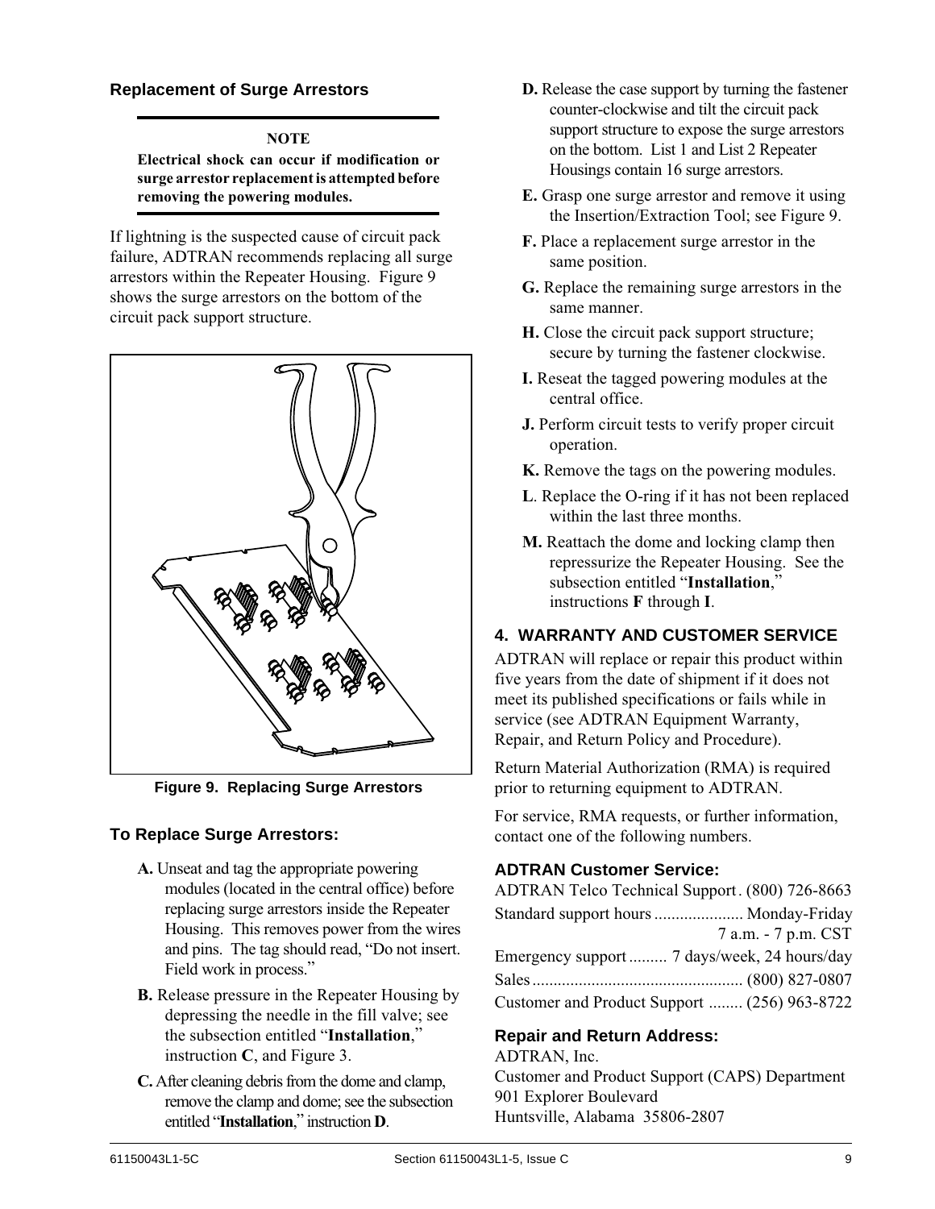### Replacement of Surge Arrestors

---

**NOTE**

**Electrical shock can occur if modification or surge arrestor replacement is attempted before removing the powering modules.**

---

If lightning is the suspected cause of circuit pack failure, ADTRAN recommends replacing all surge arrestors within the Repeater Housing. Figure 9 shows the surge arrestors on the bottom of the circuit pack support structure.

**Figure 9. Replacing Surge Arrestors**

### To Replace Surge Arrestors:

**A.** Unseat and tag the appropriate powering modules (located in the central office) before replacing surge arrestors inside the Repeater Housing. This removes power from the wires and pins. The tag should read, “Do not insert. Field work in process.”

**B.** Release pressure in the Repeater Housing by depressing the needle in the fill valve; see the subsection entitled “**Installation**,” instruction **C**, and Figure 3.

**C.** After cleaning debris from the dome and clamp, remove the clamp and dome; see the subsection entitled “**Installation**,” instruction **D**.

**D.** Release the case support by turning the fastener counter-clockwise and tilt the circuit pack support structure to expose the surge arrestors on the bottom. List 1 and List 2 Repeater Housings contain 16 surge arrestors.

**E.** Grasp one surge arrestor and remove it using the Insertion/Extraction Tool; see Figure 9.

**F.** Place a replacement surge arrestor in the same position.

**G.** Replace the remaining surge arrestors in the same manner.

**H.** Close the circuit pack support structure; secure by turning the fastener clockwise.

**I.** Reseat the tagged powering modules at the central office.

**J.** Perform circuit tests to verify proper circuit operation.

**K.** Remove the tags on the powering modules.

**L**. Replace the O-ring if it has not been replaced within the last three months.

**M.** Reattach the dome and locking clamp then repressurize the Repeater Housing. See the subsection entitled “**Installation**,” instructions **F** through **I**.

## 4. WARRANTY AND CUSTOMER SERVICE

ADTRAN will replace or repair this product within five years from the date of shipment if it does not meet its published specifications or fails while in service (see ADTRAN Equipment Warranty, Repair, and Return Policy and Procedure).

Return Material Authorization (RMA) is required prior to returning equipment to ADTRAN.

For service, RMA requests, or further information, contact one of the following numbers.

### ADTRAN Customer Service:

ADTRAN Telco Technical Support . (800) 726-8663
Standard support hours ..................... Monday-Friday
7 a.m. - 7 p.m. CST
Emergency support ......... 7 days/week, 24 hours/day
Sales ................................................. (800) 827-0807
Customer and Product Support ........ (256) 963-8722

### Repair and Return Address:

ADTRAN, Inc.
Customer and Product Support (CAPS) Department
901 Explorer Boulevard
Huntsville, Alabama 35806-2807